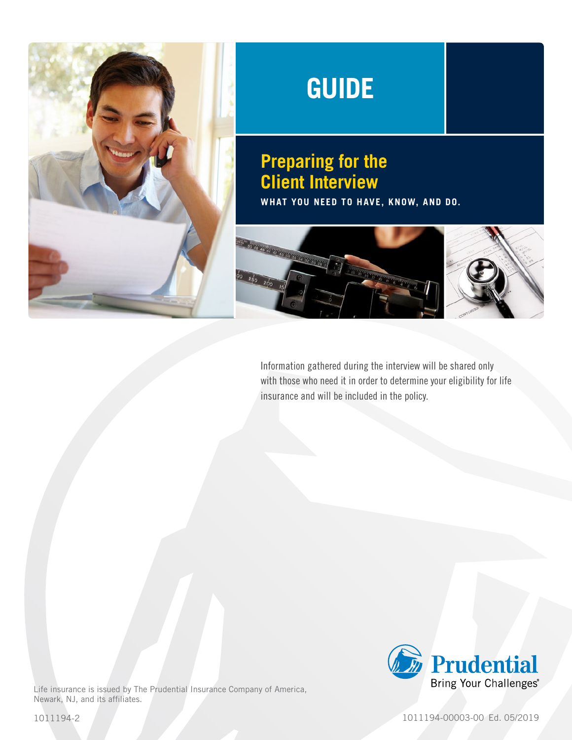# GUIDE

## Preparing for the Client Interview

**WHAT YOU NEED TO HAVE, KNOW, AND DO.**

Information gathered during the interview will be shared only with those who need it in order to determine your eligibility for life insurance and will be included in the policy.

Prudential
Bring Your Challenges®

Life insurance is issued by The Prudential Insurance Company of America, Newark, NJ, and its affiliates.

1011194-2

1011194-00003-00 Ed. 05/2019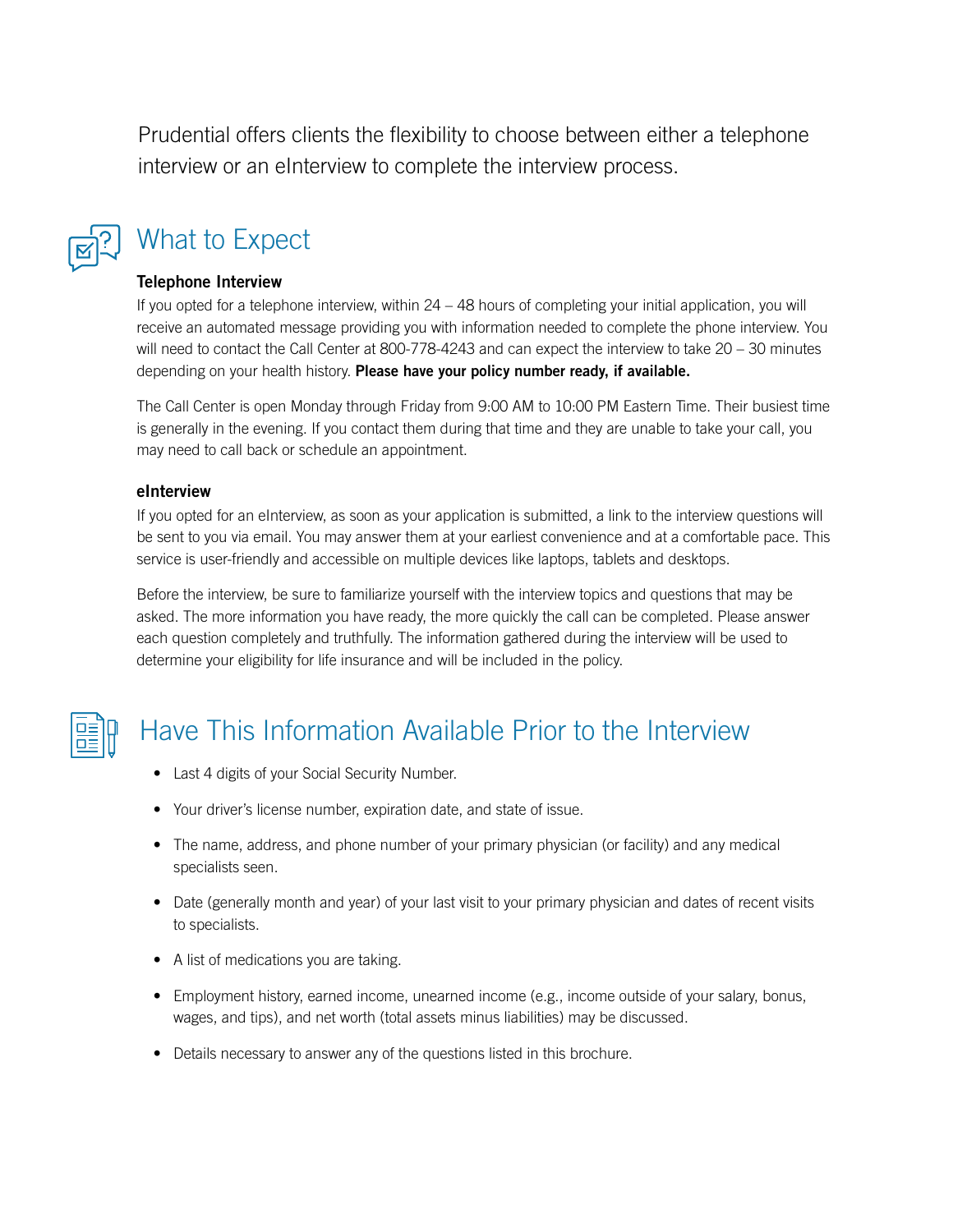Prudential offers clients the flexibility to choose between either a telephone interview or an eInterview to complete the interview process.

## What to Expect

### Telephone Interview

If you opted for a telephone interview, within 24 – 48 hours of completing your initial application, you will receive an automated message providing you with information needed to complete the phone interview. You will need to contact the Call Center at 800-778-4243 and can expect the interview to take 20 – 30 minutes depending on your health history. **Please have your policy number ready, if available.**

The Call Center is open Monday through Friday from 9:00 AM to 10:00 PM Eastern Time. Their busiest time is generally in the evening. If you contact them during that time and they are unable to take your call, you may need to call back or schedule an appointment.

### eInterview

If you opted for an eInterview, as soon as your application is submitted, a link to the interview questions will be sent to you via email. You may answer them at your earliest convenience and at a comfortable pace. This service is user-friendly and accessible on multiple devices like laptops, tablets and desktops.

Before the interview, be sure to familiarize yourself with the interview topics and questions that may be asked. The more information you have ready, the more quickly the call can be completed. Please answer each question completely and truthfully. The information gathered during the interview will be used to determine your eligibility for life insurance and will be included in the policy.

## Have This Information Available Prior to the Interview

- Last 4 digits of your Social Security Number.
- Your driver's license number, expiration date, and state of issue.
- The name, address, and phone number of your primary physician (or facility) and any medical specialists seen.
- Date (generally month and year) of your last visit to your primary physician and dates of recent visits to specialists.
- A list of medications you are taking.
- Employment history, earned income, unearned income (e.g., income outside of your salary, bonus, wages, and tips), and net worth (total assets minus liabilities) may be discussed.
- Details necessary to answer any of the questions listed in this brochure.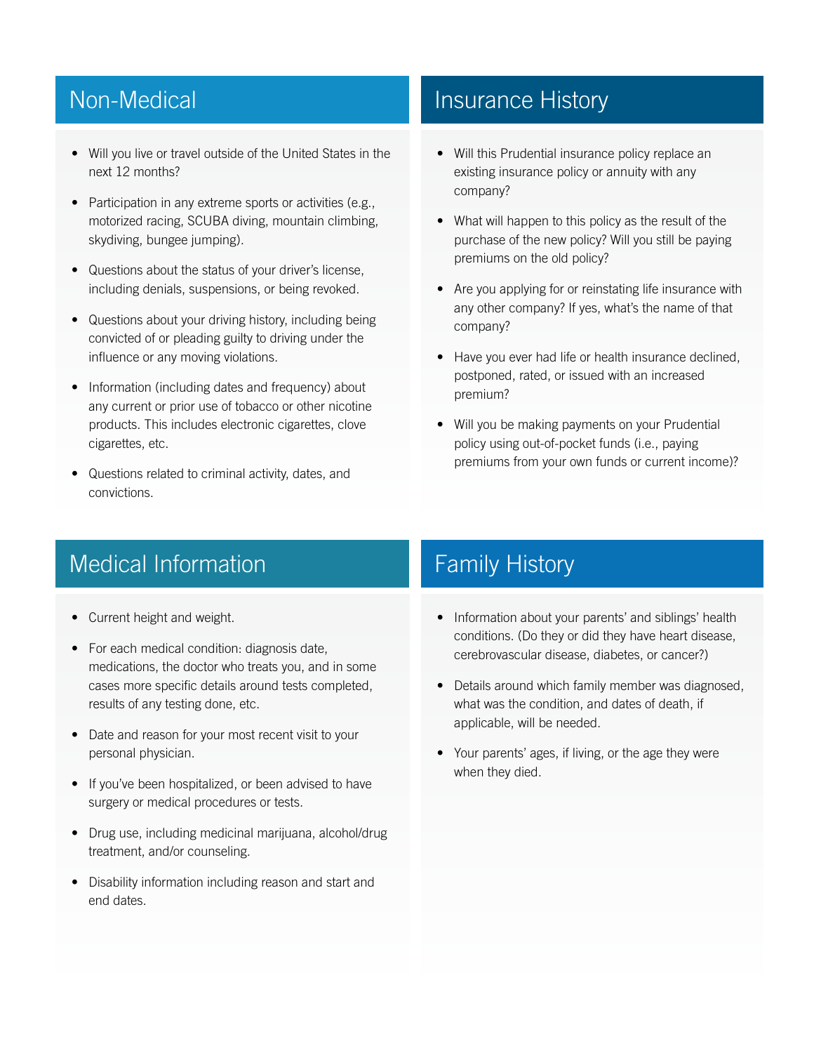## Non-Medical

- Will you live or travel outside of the United States in the next 12 months?
- Participation in any extreme sports or activities (e.g., motorized racing, SCUBA diving, mountain climbing, skydiving, bungee jumping).
- Questions about the status of your driver's license, including denials, suspensions, or being revoked.
- Questions about your driving history, including being convicted of or pleading guilty to driving under the influence or any moving violations.
- Information (including dates and frequency) about any current or prior use of tobacco or other nicotine products. This includes electronic cigarettes, clove cigarettes, etc.
- Questions related to criminal activity, dates, and convictions.

## Insurance History

- Will this Prudential insurance policy replace an existing insurance policy or annuity with any company?
- What will happen to this policy as the result of the purchase of the new policy? Will you still be paying premiums on the old policy?
- Are you applying for or reinstating life insurance with any other company? If yes, what's the name of that company?
- Have you ever had life or health insurance declined, postponed, rated, or issued with an increased premium?
- Will you be making payments on your Prudential policy using out-of-pocket funds (i.e., paying premiums from your own funds or current income)?

## Medical Information

- Current height and weight.
- For each medical condition: diagnosis date, medications, the doctor who treats you, and in some cases more specific details around tests completed, results of any testing done, etc.
- Date and reason for your most recent visit to your personal physician.
- If you've been hospitalized, or been advised to have surgery or medical procedures or tests.
- Drug use, including medicinal marijuana, alcohol/drug treatment, and/or counseling.
- Disability information including reason and start and end dates.

## Family History

- Information about your parents' and siblings' health conditions. (Do they or did they have heart disease, cerebrovascular disease, diabetes, or cancer?)
- Details around which family member was diagnosed, what was the condition, and dates of death, if applicable, will be needed.
- Your parents' ages, if living, or the age they were when they died.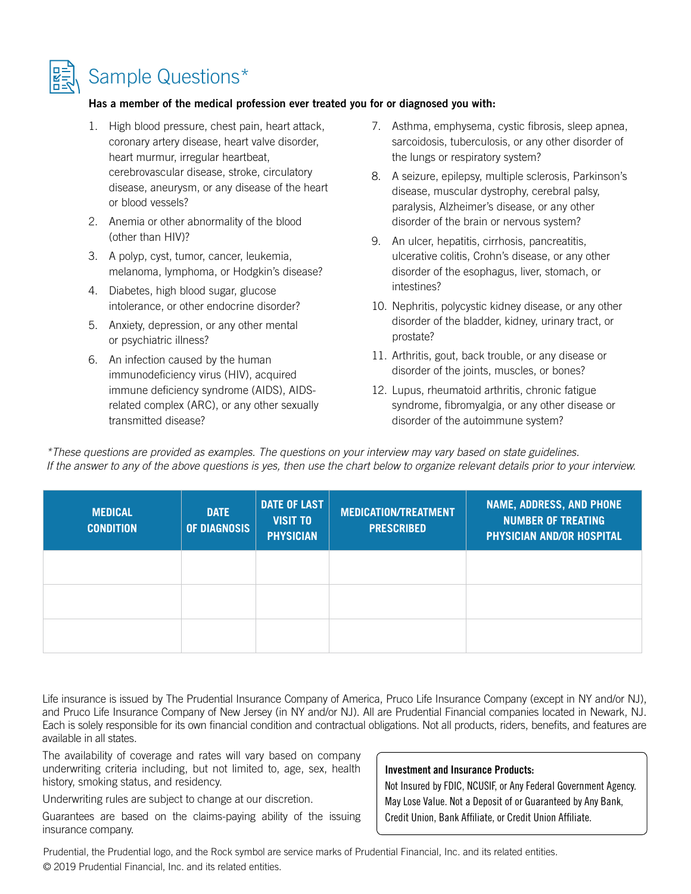## Sample Questions*

**Has a member of the medical profession ever treated you for or diagnosed you with:**

1. High blood pressure, chest pain, heart attack, coronary artery disease, heart valve disorder, heart murmur, irregular heartbeat, cerebrovascular disease, stroke, circulatory disease, aneurysm, or any disease of the heart or blood vessels?
2. Anemia or other abnormality of the blood (other than HIV)?
3. A polyp, cyst, tumor, cancer, leukemia, melanoma, lymphoma, or Hodgkin's disease?
4. Diabetes, high blood sugar, glucose intolerance, or other endocrine disorder?
5. Anxiety, depression, or any other mental or psychiatric illness?
6. An infection caused by the human immunodeficiency virus (HIV), acquired immune deficiency syndrome (AIDS), AIDS-related complex (ARC), or any other sexually transmitted disease?
7. Asthma, emphysema, cystic fibrosis, sleep apnea, sarcoidosis, tuberculosis, or any other disorder of the lungs or respiratory system?
8. A seizure, epilepsy, multiple sclerosis, Parkinson's disease, muscular dystrophy, cerebral palsy, paralysis, Alzheimer's disease, or any other disorder of the brain or nervous system?
9. An ulcer, hepatitis, cirrhosis, pancreatitis, ulcerative colitis, Crohn's disease, or any other disorder of the esophagus, liver, stomach, or intestines?
10. Nephritis, polycystic kidney disease, or any other disorder of the bladder, kidney, urinary tract, or prostate?
11. Arthritis, gout, back trouble, or any disease or disorder of the joints, muscles, or bones?
12. Lupus, rheumatoid arthritis, chronic fatigue syndrome, fibromyalgia, or any other disease or disorder of the autoimmune system?

*\*These questions are provided as examples. The questions on your interview may vary based on state guidelines. If the answer to any of the above questions is yes, then use the chart below to organize relevant details prior to your interview.*

| MEDICAL CONDITION | DATE OF DIAGNOSIS | DATE OF LAST VISIT TO PHYSICIAN | MEDICATION/TREATMENT PRESCRIBED | NAME, ADDRESS, AND PHONE NUMBER OF TREATING PHYSICIAN AND/OR HOSPITAL |
|---|---|---|---|---|
| | | | | |
| | | | | |
| | | | | |

Life insurance is issued by The Prudential Insurance Company of America, Pruco Life Insurance Company (except in NY and/or NJ), and Pruco Life Insurance Company of New Jersey (in NY and/or NJ). All are Prudential Financial companies located in Newark, NJ. Each is solely responsible for its own financial condition and contractual obligations. Not all products, riders, benefits, and features are available in all states.

The availability of coverage and rates will vary based on company underwriting criteria including, but not limited to, age, sex, health history, smoking status, and residency.

Underwriting rules are subject to change at our discretion.

Guarantees are based on the claims-paying ability of the issuing insurance company.

**Investment and Insurance Products:**
Not Insured by FDIC, NCUSIF, or Any Federal Government Agency. May Lose Value. Not a Deposit of or Guaranteed by Any Bank, Credit Union, Bank Affiliate, or Credit Union Affiliate.

Prudential, the Prudential logo, and the Rock symbol are service marks of Prudential Financial, Inc. and its related entities.
© 2019 Prudential Financial, Inc. and its related entities.